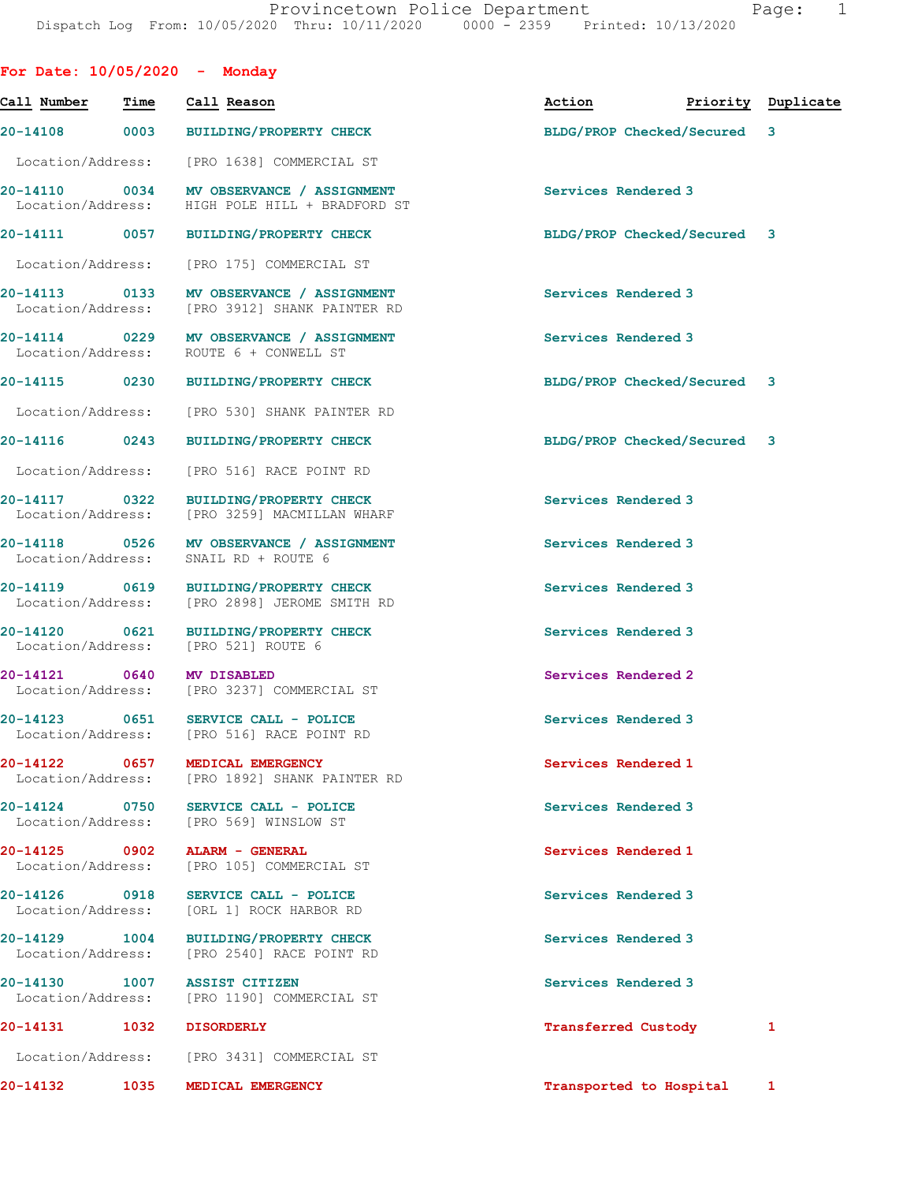Provincetown Police Department
Dispatch Log From: 10/05/2020 Thru: 10/11/2020 0000 - 2359 Printed: 10/13/2020

## For Date: 10/05/2020 - Monday

| Call Number | Time | Call Reason | Action | Priority | Duplicate |
|---|---|---|---|---|---|
| 20-14108 | 0003 | BUILDING/PROPERTY CHECK | BLDG/PROP Checked/Secured | 3 | |
| Location/Address: | | [PRO 1638] COMMERCIAL ST | | | |
| 20-14110 | 0034 | MV OBSERVANCE / ASSIGNMENT | Services Rendered | 3 | |
| Location/Address: | | HIGH POLE HILL + BRADFORD ST | | | |
| 20-14111 | 0057 | BUILDING/PROPERTY CHECK | BLDG/PROP Checked/Secured | 3 | |
| Location/Address: | | [PRO 175] COMMERCIAL ST | | | |
| 20-14113 | 0133 | MV OBSERVANCE / ASSIGNMENT | Services Rendered | 3 | |
| Location/Address: | | [PRO 3912] SHANK PAINTER RD | | | |
| 20-14114 | 0229 | MV OBSERVANCE / ASSIGNMENT | Services Rendered | 3 | |
| Location/Address: | | ROUTE 6 + CONWELL ST | | | |
| 20-14115 | 0230 | BUILDING/PROPERTY CHECK | BLDG/PROP Checked/Secured | 3 | |
| Location/Address: | | [PRO 530] SHANK PAINTER RD | | | |
| 20-14116 | 0243 | BUILDING/PROPERTY CHECK | BLDG/PROP Checked/Secured | 3 | |
| Location/Address: | | [PRO 516] RACE POINT RD | | | |
| 20-14117 | 0322 | BUILDING/PROPERTY CHECK | Services Rendered | 3 | |
| Location/Address: | | [PRO 3259] MACMILLAN WHARF | | | |
| 20-14118 | 0526 | MV OBSERVANCE / ASSIGNMENT | Services Rendered | 3 | |
| Location/Address: | | SNAIL RD + ROUTE 6 | | | |
| 20-14119 | 0619 | BUILDING/PROPERTY CHECK | Services Rendered | 3 | |
| Location/Address: | | [PRO 2898] JEROME SMITH RD | | | |
| 20-14120 | 0621 | BUILDING/PROPERTY CHECK | Services Rendered | 3 | |
| Location/Address: | | [PRO 521] ROUTE 6 | | | |
| 20-14121 | 0640 | MV DISABLED | Services Rendered | 2 | |
| Location/Address: | | [PRO 3237] COMMERCIAL ST | | | |
| 20-14123 | 0651 | SERVICE CALL - POLICE | Services Rendered | 3 | |
| Location/Address: | | [PRO 516] RACE POINT RD | | | |
| 20-14122 | 0657 | MEDICAL EMERGENCY | Services Rendered | 1 | |
| Location/Address: | | [PRO 1892] SHANK PAINTER RD | | | |
| 20-14124 | 0750 | SERVICE CALL - POLICE | Services Rendered | 3 | |
| Location/Address: | | [PRO 569] WINSLOW ST | | | |
| 20-14125 | 0902 | ALARM - GENERAL | Services Rendered | 1 | |
| Location/Address: | | [PRO 105] COMMERCIAL ST | | | |
| 20-14126 | 0918 | SERVICE CALL - POLICE | Services Rendered | 3 | |
| Location/Address: | | [ORL 1] ROCK HARBOR RD | | | |
| 20-14129 | 1004 | BUILDING/PROPERTY CHECK | Services Rendered | 3 | |
| Location/Address: | | [PRO 2540] RACE POINT RD | | | |
| 20-14130 | 1007 | ASSIST CITIZEN | Services Rendered | 3 | |
| Location/Address: | | [PRO 1190] COMMERCIAL ST | | | |
| 20-14131 | 1032 | DISORDERLY | Transferred Custody | 1 | |
| Location/Address: | | [PRO 3431] COMMERCIAL ST | | | |
| 20-14132 | 1035 | MEDICAL EMERGENCY | Transported to Hospital | 1 | |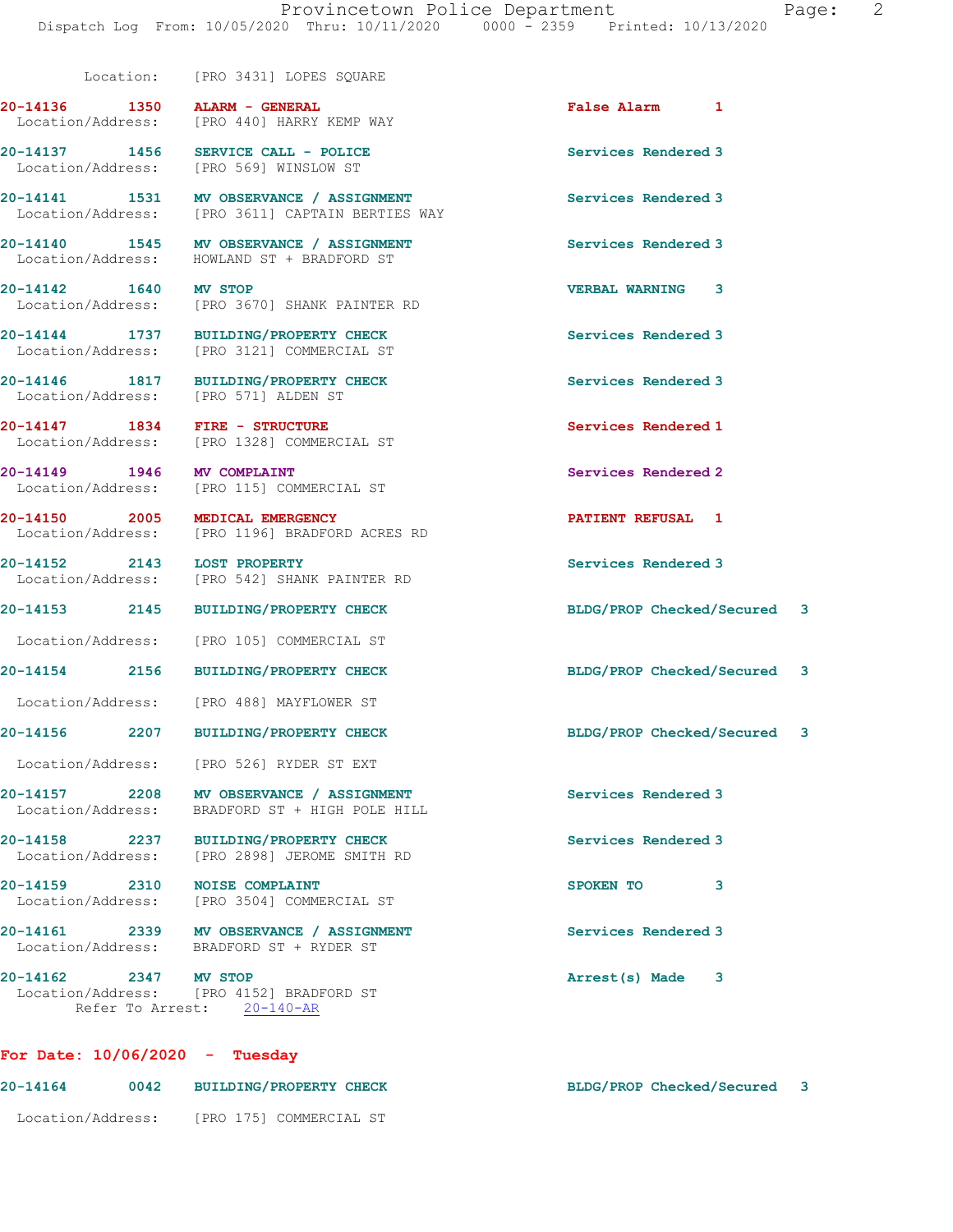Location: [PRO 3431] LOPES SQUARE

**20-14136 1350 ALARM - GENERAL** False Alarm 1
Location/Address: [PRO 440] HARRY KEMP WAY

**20-14137 1456 SERVICE CALL - POLICE** Services Rendered 3
Location/Address: [PRO 569] WINSLOW ST

**20-14141 1531 MV OBSERVANCE / ASSIGNMENT** Services Rendered 3
Location/Address: [PRO 3611] CAPTAIN BERTIES WAY

**20-14140 1545 MV OBSERVANCE / ASSIGNMENT** Services Rendered 3
Location/Address: HOWLAND ST + BRADFORD ST

**20-14142 1640 MV STOP** VERBAL WARNING 3
Location/Address: [PRO 3670] SHANK PAINTER RD

**20-14144 1737 BUILDING/PROPERTY CHECK** Services Rendered 3
Location/Address: [PRO 3121] COMMERCIAL ST

**20-14146 1817 BUILDING/PROPERTY CHECK** Services Rendered 3
Location/Address: [PRO 571] ALDEN ST

**20-14147 1834 FIRE - STRUCTURE** Services Rendered 1
Location/Address: [PRO 1328] COMMERCIAL ST

**20-14149 1946 MV COMPLAINT** Services Rendered 2
Location/Address: [PRO 115] COMMERCIAL ST

**20-14150 2005 MEDICAL EMERGENCY** PATIENT REFUSAL 1
Location/Address: [PRO 1196] BRADFORD ACRES RD

**20-14152 2143 LOST PROPERTY** Services Rendered 3
Location/Address: [PRO 542] SHANK PAINTER RD

**20-14153 2145 BUILDING/PROPERTY CHECK** BLDG/PROP Checked/Secured 3
Location/Address: [PRO 105] COMMERCIAL ST

**20-14154 2156 BUILDING/PROPERTY CHECK** BLDG/PROP Checked/Secured 3
Location/Address: [PRO 488] MAYFLOWER ST

**20-14156 2207 BUILDING/PROPERTY CHECK** BLDG/PROP Checked/Secured 3
Location/Address: [PRO 526] RYDER ST EXT

**20-14157 2208 MV OBSERVANCE / ASSIGNMENT** Services Rendered 3
Location/Address: BRADFORD ST + HIGH POLE HILL

**20-14158 2237 BUILDING/PROPERTY CHECK** Services Rendered 3
Location/Address: [PRO 2898] JEROME SMITH RD

**20-14159 2310 NOISE COMPLAINT** SPOKEN TO 3
Location/Address: [PRO 3504] COMMERCIAL ST

**20-14161 2339 MV OBSERVANCE / ASSIGNMENT** Services Rendered 3
Location/Address: BRADFORD ST + RYDER ST

**20-14162 2347 MV STOP** Arrest(s) Made 3
Location/Address: [PRO 4152] BRADFORD ST
Refer To Arrest: 20-140-AR

## For Date: 10/06/2020 - Tuesday

**20-14164 0042 BUILDING/PROPERTY CHECK** BLDG/PROP Checked/Secured 3
Location/Address: [PRO 175] COMMERCIAL ST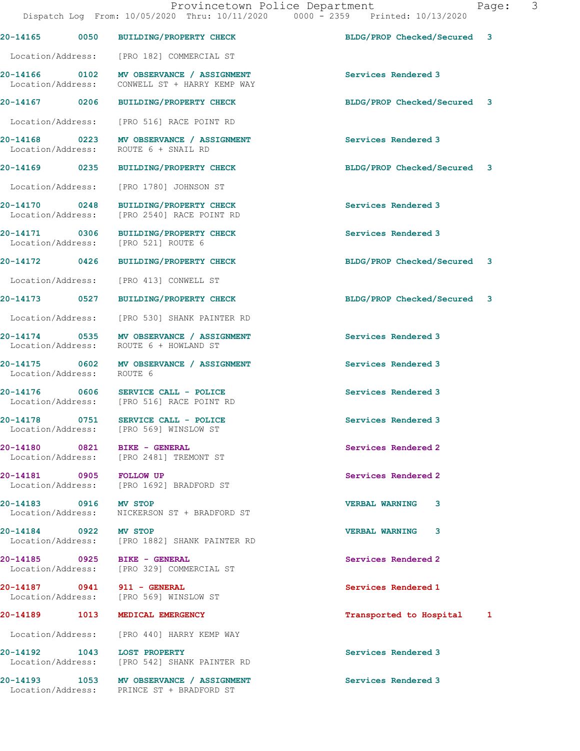| Call Number | Time | Call Reason | Action | Priority |
|---|---|---|---|---|
| 20-14165 | 0050 | BUILDING/PROPERTY CHECK | BLDG/PROP Checked/Secured | 3 |
| Location/Address: | [PRO 182] COMMERCIAL ST | | | |
| 20-14166 | 0102 | MV OBSERVANCE / ASSIGNMENT | Services Rendered | 3 |
| Location/Address: | CONWELL ST + HARRY KEMP WAY | | | |
| 20-14167 | 0206 | BUILDING/PROPERTY CHECK | BLDG/PROP Checked/Secured | 3 |
| Location/Address: | [PRO 516] RACE POINT RD | | | |
| 20-14168 | 0223 | MV OBSERVANCE / ASSIGNMENT | Services Rendered | 3 |
| Location/Address: | ROUTE 6 + SNAIL RD | | | |
| 20-14169 | 0235 | BUILDING/PROPERTY CHECK | BLDG/PROP Checked/Secured | 3 |
| Location/Address: | [PRO 1780] JOHNSON ST | | | |
| 20-14170 | 0248 | BUILDING/PROPERTY CHECK | Services Rendered | 3 |
| Location/Address: | [PRO 2540] RACE POINT RD | | | |
| 20-14171 | 0306 | BUILDING/PROPERTY CHECK | Services Rendered | 3 |
| Location/Address: | [PRO 521] ROUTE 6 | | | |
| 20-14172 | 0426 | BUILDING/PROPERTY CHECK | BLDG/PROP Checked/Secured | 3 |
| Location/Address: | [PRO 413] CONWELL ST | | | |
| 20-14173 | 0527 | BUILDING/PROPERTY CHECK | BLDG/PROP Checked/Secured | 3 |
| Location/Address: | [PRO 530] SHANK PAINTER RD | | | |
| 20-14174 | 0535 | MV OBSERVANCE / ASSIGNMENT | Services Rendered | 3 |
| Location/Address: | ROUTE 6 + HOWLAND ST | | | |
| 20-14175 | 0602 | MV OBSERVANCE / ASSIGNMENT | Services Rendered | 3 |
| Location/Address: | ROUTE 6 | | | |
| 20-14176 | 0606 | SERVICE CALL - POLICE | Services Rendered | 3 |
| Location/Address: | [PRO 516] RACE POINT RD | | | |
| 20-14178 | 0751 | SERVICE CALL - POLICE | Services Rendered | 3 |
| Location/Address: | [PRO 569] WINSLOW ST | | | |
| 20-14180 | 0821 | BIKE - GENERAL | Services Rendered | 2 |
| Location/Address: | [PRO 2481] TREMONT ST | | | |
| 20-14181 | 0905 | FOLLOW UP | Services Rendered | 2 |
| Location/Address: | [PRO 1692] BRADFORD ST | | | |
| 20-14183 | 0916 | MV STOP | VERBAL WARNING | 3 |
| Location/Address: | NICKERSON ST + BRADFORD ST | | | |
| 20-14184 | 0922 | MV STOP | VERBAL WARNING | 3 |
| Location/Address: | [PRO 1882] SHANK PAINTER RD | | | |
| 20-14185 | 0925 | BIKE - GENERAL | Services Rendered | 2 |
| Location/Address: | [PRO 329] COMMERCIAL ST | | | |
| 20-14187 | 0941 | 911 - GENERAL | Services Rendered | 1 |
| Location/Address: | [PRO 569] WINSLOW ST | | | |
| 20-14189 | 1013 | MEDICAL EMERGENCY | Transported to Hospital | 1 |
| Location/Address: | [PRO 440] HARRY KEMP WAY | | | |
| 20-14192 | 1043 | LOST PROPERTY | Services Rendered | 3 |
| Location/Address: | [PRO 542] SHANK PAINTER RD | | | |
| 20-14193 | 1053 | MV OBSERVANCE / ASSIGNMENT | Services Rendered | 3 |
| Location/Address: | PRINCE ST + BRADFORD ST | | | |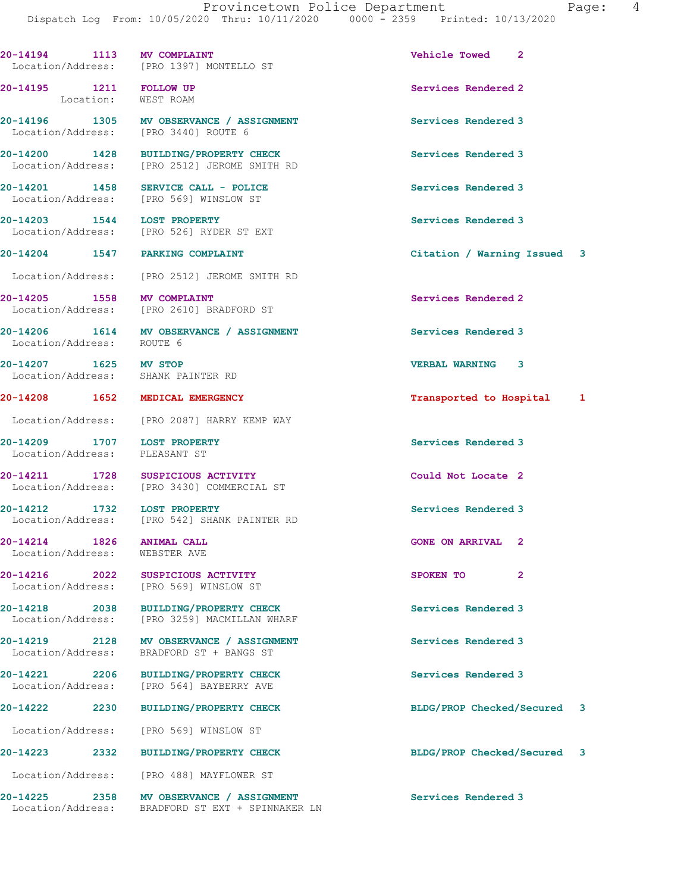20-14194 1113 MV COMPLAINT Vehicle Towed 2
Location/Address: [PRO 1397] MONTELLO ST

20-14195 1211 FOLLOW UP Services Rendered 2
Location: WEST ROAM

20-14196 1305 MV OBSERVANCE / ASSIGNMENT Services Rendered 3
Location/Address: [PRO 3440] ROUTE 6

20-14200 1428 BUILDING/PROPERTY CHECK Services Rendered 3
Location/Address: [PRO 2512] JEROME SMITH RD

20-14201 1458 SERVICE CALL - POLICE Services Rendered 3
Location/Address: [PRO 569] WINSLOW ST

20-14203 1544 LOST PROPERTY Services Rendered 3
Location/Address: [PRO 526] RYDER ST EXT

20-14204 1547 PARKING COMPLAINT Citation / Warning Issued 3
Location/Address: [PRO 2512] JEROME SMITH RD

20-14205 1558 MV COMPLAINT Services Rendered 2
Location/Address: [PRO 2610] BRADFORD ST

20-14206 1614 MV OBSERVANCE / ASSIGNMENT Services Rendered 3
Location/Address: ROUTE 6

20-14207 1625 MV STOP VERBAL WARNING 3
Location/Address: SHANK PAINTER RD

20-14208 1652 MEDICAL EMERGENCY Transported to Hospital 1
Location/Address: [PRO 2087] HARRY KEMP WAY

20-14209 1707 LOST PROPERTY Services Rendered 3
Location/Address: PLEASANT ST

20-14211 1728 SUSPICIOUS ACTIVITY Could Not Locate 2
Location/Address: [PRO 3430] COMMERCIAL ST

20-14212 1732 LOST PROPERTY Services Rendered 3
Location/Address: [PRO 542] SHANK PAINTER RD

20-14214 1826 ANIMAL CALL GONE ON ARRIVAL 2
Location/Address: WEBSTER AVE

20-14216 2022 SUSPICIOUS ACTIVITY SPOKEN TO 2
Location/Address: [PRO 569] WINSLOW ST

20-14218 2038 BUILDING/PROPERTY CHECK Services Rendered 3
Location/Address: [PRO 3259] MACMILLAN WHARF

20-14219 2128 MV OBSERVANCE / ASSIGNMENT Services Rendered 3
Location/Address: BRADFORD ST + BANGS ST

20-14221 2206 BUILDING/PROPERTY CHECK Services Rendered 3
Location/Address: [PRO 564] BAYBERRY AVE

20-14222 2230 BUILDING/PROPERTY CHECK BLDG/PROP Checked/Secured 3
Location/Address: [PRO 569] WINSLOW ST

20-14223 2332 BUILDING/PROPERTY CHECK BLDG/PROP Checked/Secured 3
Location/Address: [PRO 488] MAYFLOWER ST

20-14225 2358 MV OBSERVANCE / ASSIGNMENT Services Rendered 3
Location/Address: BRADFORD ST EXT + SPINNAKER LN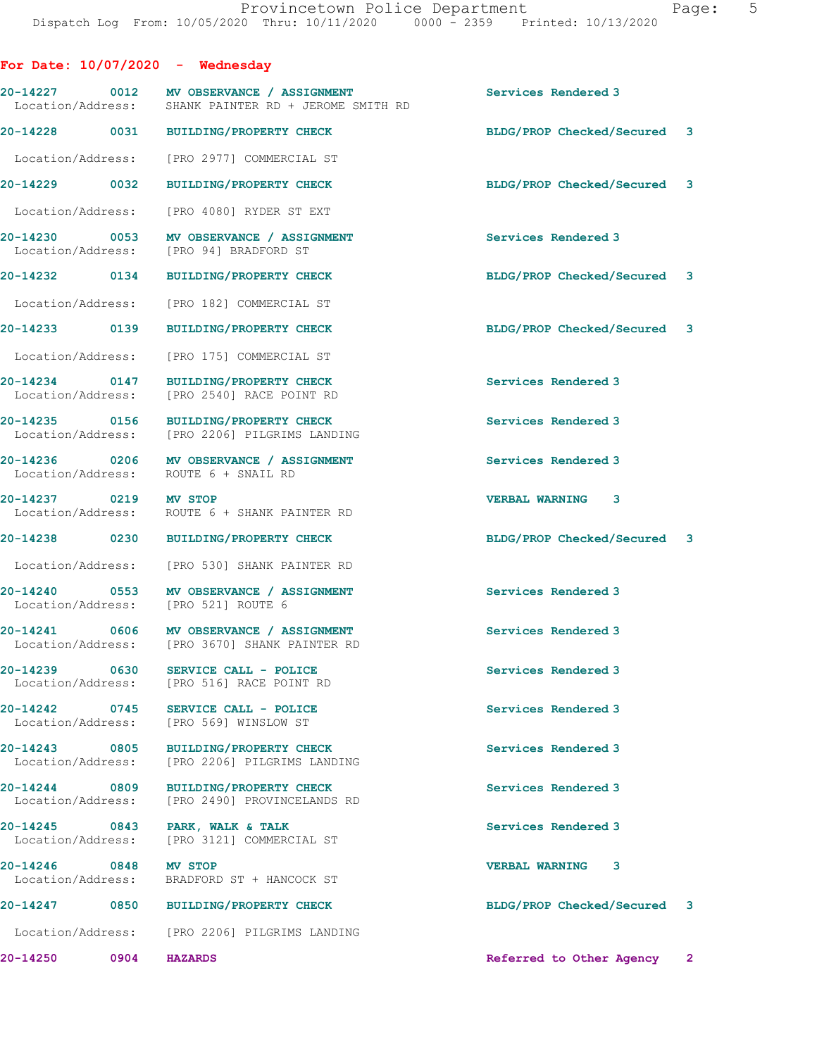## For Date: 10/07/2020 - Wednesday

**20-14227 0012 MV OBSERVANCE / ASSIGNMENT** Services Rendered 3
Location/Address: SHANK PAINTER RD + JEROME SMITH RD

**20-14228 0031 BUILDING/PROPERTY CHECK** BLDG/PROP Checked/Secured 3
Location/Address: [PRO 2977] COMMERCIAL ST

**20-14229 0032 BUILDING/PROPERTY CHECK** BLDG/PROP Checked/Secured 3
Location/Address: [PRO 4080] RYDER ST EXT

**20-14230 0053 MV OBSERVANCE / ASSIGNMENT** Services Rendered 3
Location/Address: [PRO 94] BRADFORD ST

**20-14232 0134 BUILDING/PROPERTY CHECK** BLDG/PROP Checked/Secured 3
Location/Address: [PRO 182] COMMERCIAL ST

**20-14233 0139 BUILDING/PROPERTY CHECK** BLDG/PROP Checked/Secured 3
Location/Address: [PRO 175] COMMERCIAL ST

**20-14234 0147 BUILDING/PROPERTY CHECK** Services Rendered 3
Location/Address: [PRO 2540] RACE POINT RD

**20-14235 0156 BUILDING/PROPERTY CHECK** Services Rendered 3
Location/Address: [PRO 2206] PILGRIMS LANDING

**20-14236 0206 MV OBSERVANCE / ASSIGNMENT** Services Rendered 3
Location/Address: ROUTE 6 + SNAIL RD

**20-14237 0219 MV STOP** VERBAL WARNING 3
Location/Address: ROUTE 6 + SHANK PAINTER RD

**20-14238 0230 BUILDING/PROPERTY CHECK** BLDG/PROP Checked/Secured 3
Location/Address: [PRO 530] SHANK PAINTER RD

**20-14240 0553 MV OBSERVANCE / ASSIGNMENT** Services Rendered 3
Location/Address: [PRO 521] ROUTE 6

**20-14241 0606 MV OBSERVANCE / ASSIGNMENT** Services Rendered 3
Location/Address: [PRO 3670] SHANK PAINTER RD

**20-14239 0630 SERVICE CALL - POLICE** Services Rendered 3
Location/Address: [PRO 516] RACE POINT RD

**20-14242 0745 SERVICE CALL - POLICE** Services Rendered 3
Location/Address: [PRO 569] WINSLOW ST

**20-14243 0805 BUILDING/PROPERTY CHECK** Services Rendered 3
Location/Address: [PRO 2206] PILGRIMS LANDING

**20-14244 0809 BUILDING/PROPERTY CHECK** Services Rendered 3
Location/Address: [PRO 2490] PROVINCELANDS RD

**20-14245 0843 PARK, WALK & TALK** Services Rendered 3
Location/Address: [PRO 3121] COMMERCIAL ST

**20-14246 0848 MV STOP** VERBAL WARNING 3
Location/Address: BRADFORD ST + HANCOCK ST

**20-14247 0850 BUILDING/PROPERTY CHECK** BLDG/PROP Checked/Secured 3
Location/Address: [PRO 2206] PILGRIMS LANDING

**20-14250 0904 HAZARDS** Referred to Other Agency 2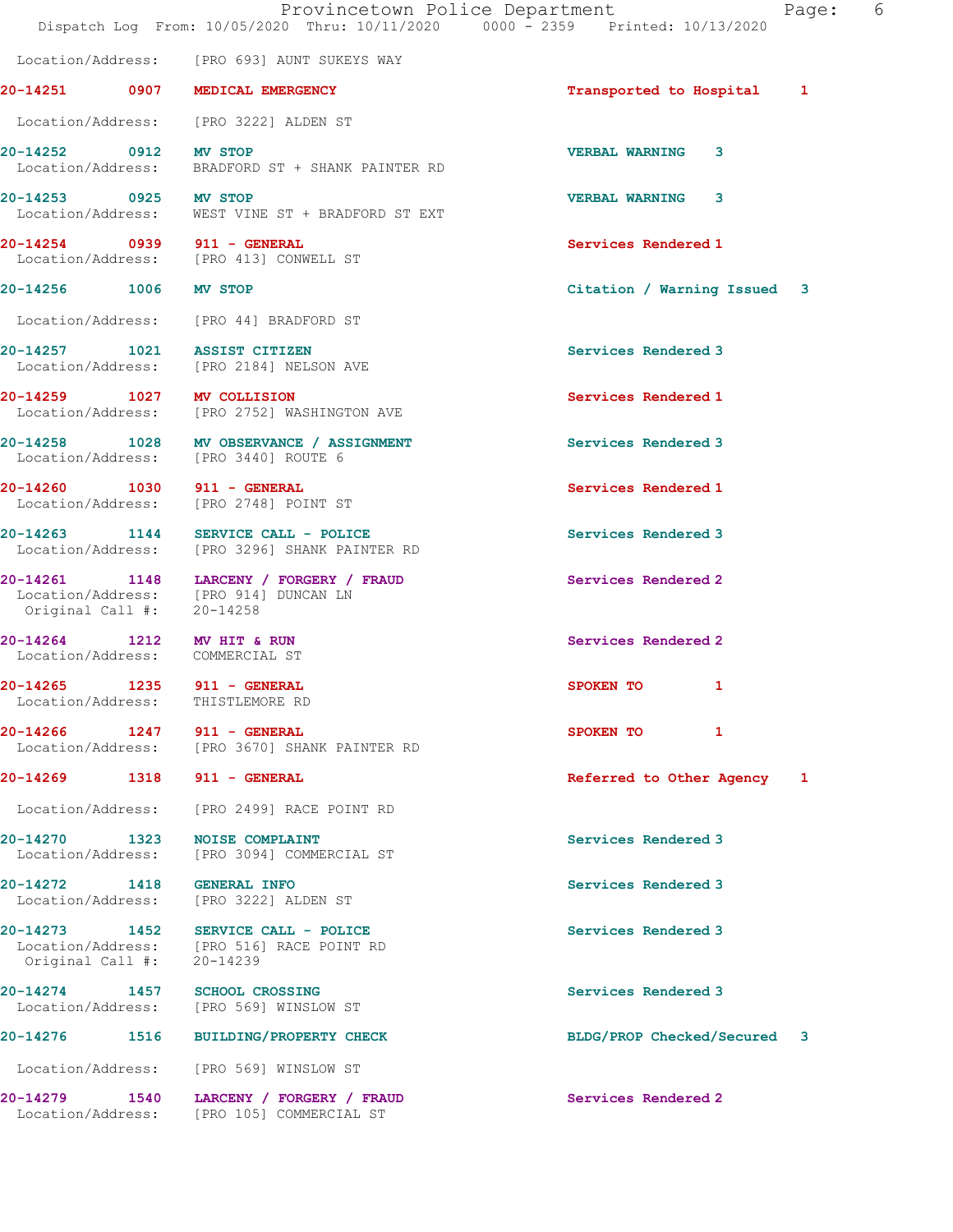Location/Address: [PRO 693] AUNT SUKEYS WAY

| Call # | Time | Call Type | Disposition | Priority |
|---|---|---|---|---|
| 20-14251 | 0907 | MEDICAL EMERGENCY | Transported to Hospital | 1 |

Location/Address: [PRO 3222] ALDEN ST

**20-14252** 0912 **MV STOP** — VERBAL WARNING 3
Location/Address: BRADFORD ST + SHANK PAINTER RD

**20-14253** 0925 **MV STOP** — VERBAL WARNING 3
Location/Address: WEST VINE ST + BRADFORD ST EXT

**20-14254** 0939 **911 - GENERAL** — Services Rendered 1
Location/Address: [PRO 413] CONWELL ST

**20-14256** 1006 **MV STOP** — Citation / Warning Issued 3
Location/Address: [PRO 44] BRADFORD ST

**20-14257** 1021 **ASSIST CITIZEN** — Services Rendered 3
Location/Address: [PRO 2184] NELSON AVE

**20-14259** 1027 **MV COLLISION** — Services Rendered 1
Location/Address: [PRO 2752] WASHINGTON AVE

**20-14258** 1028 **MV OBSERVANCE / ASSIGNMENT** — Services Rendered 3
Location/Address: [PRO 3440] ROUTE 6

**20-14260** 1030 **911 - GENERAL** — Services Rendered 1
Location/Address: [PRO 2748] POINT ST

**20-14263** 1144 **SERVICE CALL - POLICE** — Services Rendered 3
Location/Address: [PRO 3296] SHANK PAINTER RD

**20-14261** 1148 **LARCENY / FORGERY / FRAUD** — Services Rendered 2
Location/Address: [PRO 914] DUNCAN LN
Original Call #: 20-14258

**20-14264** 1212 **MV HIT & RUN** — Services Rendered 2
Location/Address: COMMERCIAL ST

**20-14265** 1235 **911 - GENERAL** — SPOKEN TO 1
Location/Address: THISTLEMORE RD

**20-14266** 1247 **911 - GENERAL** — SPOKEN TO 1
Location/Address: [PRO 3670] SHANK PAINTER RD

**20-14269** 1318 **911 - GENERAL** — Referred to Other Agency 1
Location/Address: [PRO 2499] RACE POINT RD

**20-14270** 1323 **NOISE COMPLAINT** — Services Rendered 3
Location/Address: [PRO 3094] COMMERCIAL ST

**20-14272** 1418 **GENERAL INFO** — Services Rendered 3
Location/Address: [PRO 3222] ALDEN ST

**20-14273** 1452 **SERVICE CALL - POLICE** — Services Rendered 3
Location/Address: [PRO 516] RACE POINT RD
Original Call #: 20-14239

**20-14274** 1457 **SCHOOL CROSSING** — Services Rendered 3
Location/Address: [PRO 569] WINSLOW ST

**20-14276** 1516 **BUILDING/PROPERTY CHECK** — BLDG/PROP Checked/Secured 3
Location/Address: [PRO 569] WINSLOW ST

**20-14279** 1540 **LARCENY / FORGERY / FRAUD** — Services Rendered 2
Location/Address: [PRO 105] COMMERCIAL ST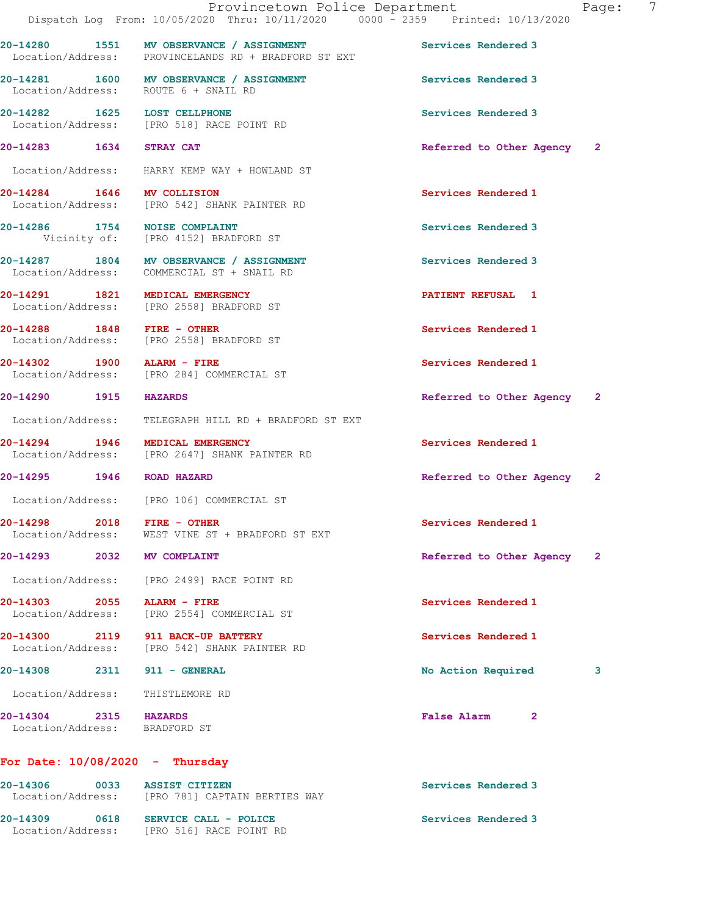20-14280 1551 MV OBSERVANCE / ASSIGNMENT Services Rendered 3
Location/Address: PROVINCELANDS RD + BRADFORD ST EXT

20-14281 1600 MV OBSERVANCE / ASSIGNMENT Services Rendered 3
Location/Address: ROUTE 6 + SNAIL RD

20-14282 1625 LOST CELLPHONE Services Rendered 3
Location/Address: [PRO 518] RACE POINT RD

20-14283 1634 STRAY CAT Referred to Other Agency 2
Location/Address: HARRY KEMP WAY + HOWLAND ST

20-14284 1646 MV COLLISION Services Rendered 1
Location/Address: [PRO 542] SHANK PAINTER RD

20-14286 1754 NOISE COMPLAINT Services Rendered 3
Vicinity of: [PRO 4152] BRADFORD ST

20-14287 1804 MV OBSERVANCE / ASSIGNMENT Services Rendered 3
Location/Address: COMMERCIAL ST + SNAIL RD

20-14291 1821 MEDICAL EMERGENCY PATIENT REFUSAL 1
Location/Address: [PRO 2558] BRADFORD ST

20-14288 1848 FIRE - OTHER Services Rendered 1
Location/Address: [PRO 2558] BRADFORD ST

20-14302 1900 ALARM - FIRE Services Rendered 1
Location/Address: [PRO 284] COMMERCIAL ST

20-14290 1915 HAZARDS Referred to Other Agency 2
Location/Address: TELEGRAPH HILL RD + BRADFORD ST EXT

20-14294 1946 MEDICAL EMERGENCY Services Rendered 1
Location/Address: [PRO 2647] SHANK PAINTER RD

20-14295 1946 ROAD HAZARD Referred to Other Agency 2
Location/Address: [PRO 106] COMMERCIAL ST

20-14298 2018 FIRE - OTHER Services Rendered 1
Location/Address: WEST VINE ST + BRADFORD ST EXT

20-14293 2032 MV COMPLAINT Referred to Other Agency 2
Location/Address: [PRO 2499] RACE POINT RD

20-14303 2055 ALARM - FIRE Services Rendered 1
Location/Address: [PRO 2554] COMMERCIAL ST

20-14300 2119 911 BACK-UP BATTERY Services Rendered 1
Location/Address: [PRO 542] SHANK PAINTER RD

20-14308 2311 911 - GENERAL No Action Required 3
Location/Address: THISTLEMORE RD

20-14304 2315 HAZARDS False Alarm 2
Location/Address: BRADFORD ST

**For Date: 10/08/2020 - Thursday**

20-14306 0033 ASSIST CITIZEN Services Rendered 3
Location/Address: [PRO 781] CAPTAIN BERTIES WAY

20-14309 0618 SERVICE CALL - POLICE Services Rendered 3
Location/Address: [PRO 516] RACE POINT RD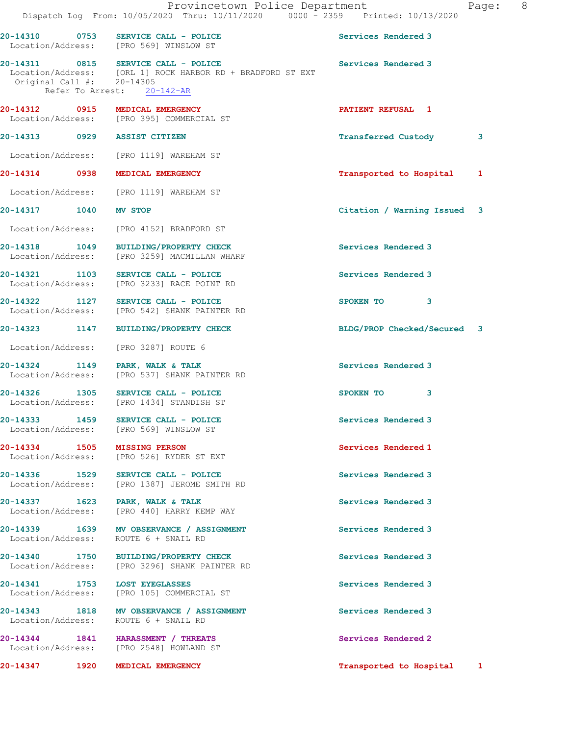20-14310 0753 SERVICE CALL - POLICE Services Rendered 3
Location/Address: [PRO 569] WINSLOW ST

20-14311 0815 SERVICE CALL - POLICE Services Rendered 3
Location/Address: [ORL 1] ROCK HARBOR RD + BRADFORD ST EXT
Original Call #: 20-14305
Refer To Arrest: 20-142-AR

20-14312 0915 MEDICAL EMERGENCY PATIENT REFUSAL 1
Location/Address: [PRO 395] COMMERCIAL ST

20-14313 0929 ASSIST CITIZEN Transferred Custody 3
Location/Address: [PRO 1119] WAREHAM ST

20-14314 0938 MEDICAL EMERGENCY Transported to Hospital 1
Location/Address: [PRO 1119] WAREHAM ST

20-14317 1040 MV STOP Citation / Warning Issued 3
Location/Address: [PRO 4152] BRADFORD ST

20-14318 1049 BUILDING/PROPERTY CHECK Services Rendered 3
Location/Address: [PRO 3259] MACMILLAN WHARF

20-14321 1103 SERVICE CALL - POLICE Services Rendered 3
Location/Address: [PRO 3233] RACE POINT RD

20-14322 1127 SERVICE CALL - POLICE SPOKEN TO 3
Location/Address: [PRO 542] SHANK PAINTER RD

20-14323 1147 BUILDING/PROPERTY CHECK BLDG/PROP Checked/Secured 3
Location/Address: [PRO 3287] ROUTE 6

20-14324 1149 PARK, WALK & TALK Services Rendered 3
Location/Address: [PRO 537] SHANK PAINTER RD

20-14326 1305 SERVICE CALL - POLICE SPOKEN TO 3
Location/Address: [PRO 1434] STANDISH ST

20-14333 1459 SERVICE CALL - POLICE Services Rendered 3
Location/Address: [PRO 569] WINSLOW ST

20-14334 1505 MISSING PERSON Services Rendered 1
Location/Address: [PRO 526] RYDER ST EXT

20-14336 1529 SERVICE CALL - POLICE Services Rendered 3
Location/Address: [PRO 1387] JEROME SMITH RD

20-14337 1623 PARK, WALK & TALK Services Rendered 3
Location/Address: [PRO 440] HARRY KEMP WAY

20-14339 1639 MV OBSERVANCE / ASSIGNMENT Services Rendered 3
Location/Address: ROUTE 6 + SNAIL RD

20-14340 1750 BUILDING/PROPERTY CHECK Services Rendered 3
Location/Address: [PRO 3296] SHANK PAINTER RD

20-14341 1753 LOST EYEGLASSES Services Rendered 3
Location/Address: [PRO 105] COMMERCIAL ST

20-14343 1818 MV OBSERVANCE / ASSIGNMENT Services Rendered 3
Location/Address: ROUTE 6 + SNAIL RD

20-14344 1841 HARASSMENT / THREATS Services Rendered 2
Location/Address: [PRO 2548] HOWLAND ST

20-14347 1920 MEDICAL EMERGENCY Transported to Hospital 1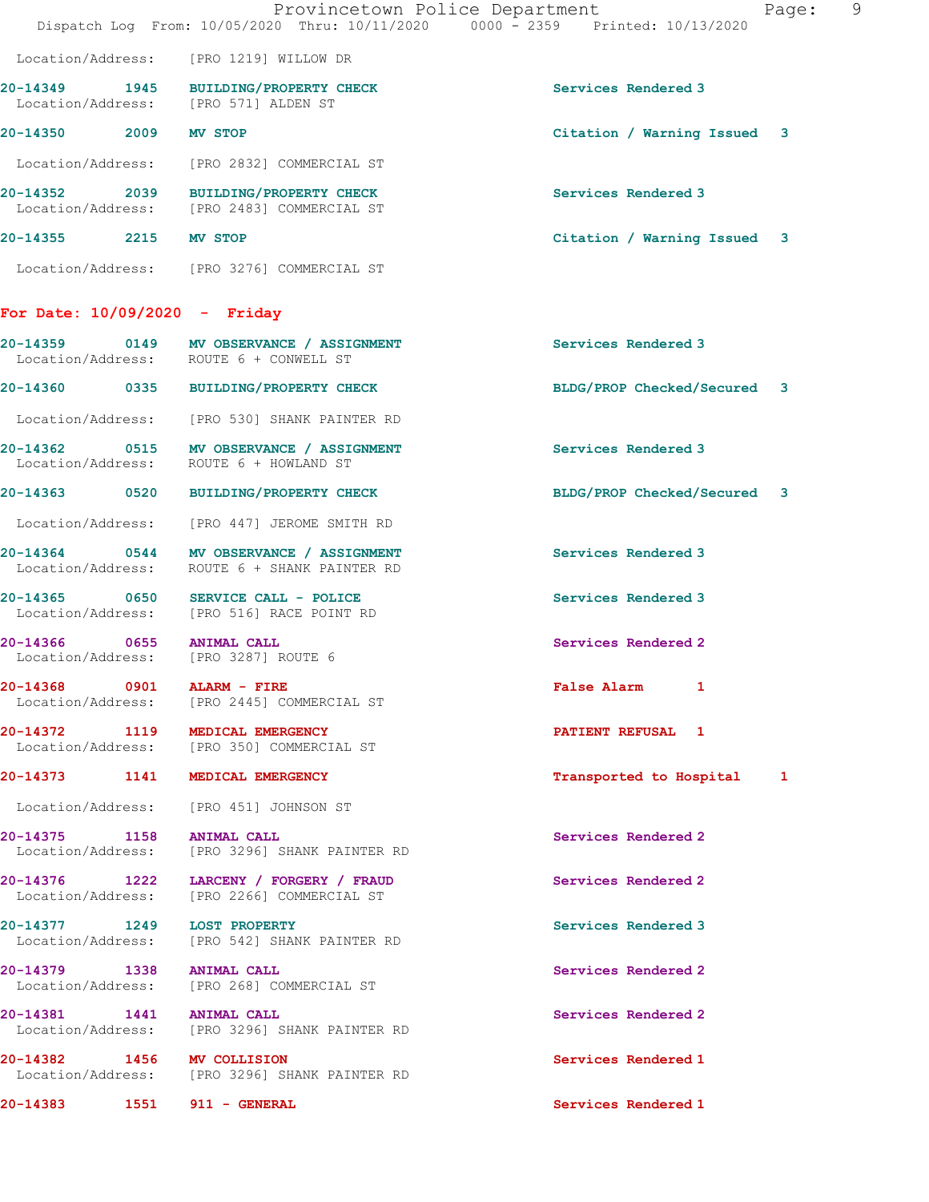Location/Address: [PRO 1219] WILLOW DR

**20-14349 1945 BUILDING/PROPERTY CHECK** Services Rendered 3
Location/Address: [PRO 571] ALDEN ST

**20-14350 2009 MV STOP** Citation / Warning Issued 3
Location/Address: [PRO 2832] COMMERCIAL ST

**20-14352 2039 BUILDING/PROPERTY CHECK** Services Rendered 3
Location/Address: [PRO 2483] COMMERCIAL ST

**20-14355 2215 MV STOP** Citation / Warning Issued 3
Location/Address: [PRO 3276] COMMERCIAL ST

## For Date: 10/09/2020 - Friday

**20-14359 0149 MV OBSERVANCE / ASSIGNMENT** Services Rendered 3
Location/Address: ROUTE 6 + CONWELL ST

**20-14360 0335 BUILDING/PROPERTY CHECK** BLDG/PROP Checked/Secured 3
Location/Address: [PRO 530] SHANK PAINTER RD

**20-14362 0515 MV OBSERVANCE / ASSIGNMENT** Services Rendered 3
Location/Address: ROUTE 6 + HOWLAND ST

**20-14363 0520 BUILDING/PROPERTY CHECK** BLDG/PROP Checked/Secured 3
Location/Address: [PRO 447] JEROME SMITH RD

**20-14364 0544 MV OBSERVANCE / ASSIGNMENT** Services Rendered 3
Location/Address: ROUTE 6 + SHANK PAINTER RD

**20-14365 0650 SERVICE CALL - POLICE** Services Rendered 3
Location/Address: [PRO 516] RACE POINT RD

**20-14366 0655 ANIMAL CALL** Services Rendered 2
Location/Address: [PRO 3287] ROUTE 6

**20-14368 0901 ALARM - FIRE** False Alarm 1
Location/Address: [PRO 2445] COMMERCIAL ST

**20-14372 1119 MEDICAL EMERGENCY** PATIENT REFUSAL 1
Location/Address: [PRO 350] COMMERCIAL ST

**20-14373 1141 MEDICAL EMERGENCY** Transported to Hospital 1
Location/Address: [PRO 451] JOHNSON ST

**20-14375 1158 ANIMAL CALL** Services Rendered 2
Location/Address: [PRO 3296] SHANK PAINTER RD

**20-14376 1222 LARCENY / FORGERY / FRAUD** Services Rendered 2
Location/Address: [PRO 2266] COMMERCIAL ST

**20-14377 1249 LOST PROPERTY** Services Rendered 3
Location/Address: [PRO 542] SHANK PAINTER RD

**20-14379 1338 ANIMAL CALL** Services Rendered 2
Location/Address: [PRO 268] COMMERCIAL ST

**20-14381 1441 ANIMAL CALL** Services Rendered 2
Location/Address: [PRO 3296] SHANK PAINTER RD

**20-14382 1456 MV COLLISION** Services Rendered 1
Location/Address: [PRO 3296] SHANK PAINTER RD

**20-14383 1551 911 - GENERAL** Services Rendered 1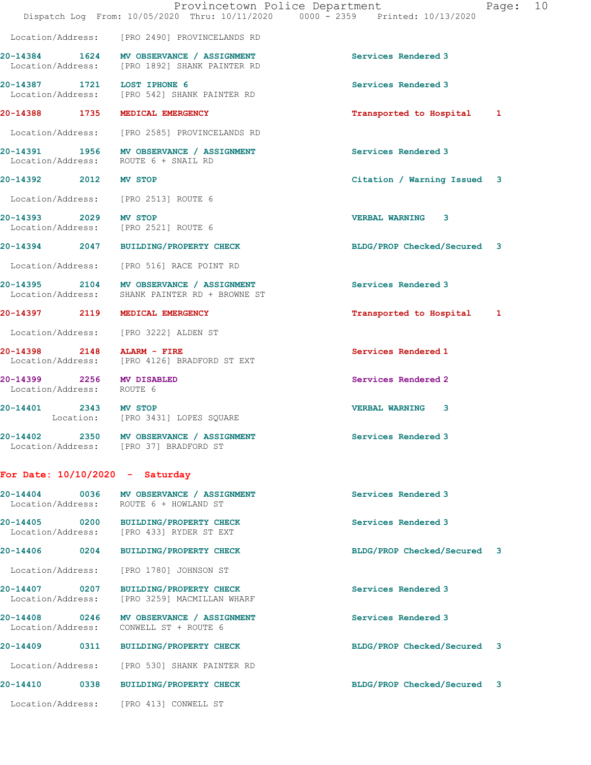Location/Address: [PRO 2490] PROVINCELANDS RD

**20-14384** 1624 **MV OBSERVANCE / ASSIGNMENT** Services Rendered 3
Location/Address: [PRO 1892] SHANK PAINTER RD

**20-14387** 1721 **LOST IPHONE 6** Services Rendered 3
Location/Address: [PRO 542] SHANK PAINTER RD

**20-14388** 1735 **MEDICAL EMERGENCY** Transported to Hospital 1
Location/Address: [PRO 2585] PROVINCELANDS RD

**20-14391** 1956 **MV OBSERVANCE / ASSIGNMENT** Services Rendered 3
Location/Address: ROUTE 6 + SNAIL RD

**20-14392** 2012 **MV STOP** Citation / Warning Issued 3
Location/Address: [PRO 2513] ROUTE 6

**20-14393** 2029 **MV STOP** VERBAL WARNING 3
Location/Address: [PRO 2521] ROUTE 6

**20-14394** 2047 **BUILDING/PROPERTY CHECK** BLDG/PROP Checked/Secured 3
Location/Address: [PRO 516] RACE POINT RD

**20-14395** 2104 **MV OBSERVANCE / ASSIGNMENT** Services Rendered 3
Location/Address: SHANK PAINTER RD + BROWNE ST

**20-14397** 2119 **MEDICAL EMERGENCY** Transported to Hospital 1
Location/Address: [PRO 3222] ALDEN ST

**20-14398** 2148 **ALARM - FIRE** Services Rendered 1
Location/Address: [PRO 4126] BRADFORD ST EXT

**20-14399** 2256 **MV DISABLED** Services Rendered 2
Location/Address: ROUTE 6

**20-14401** 2343 **MV STOP** VERBAL WARNING 3
Location: [PRO 3431] LOPES SQUARE

**20-14402** 2350 **MV OBSERVANCE / ASSIGNMENT** Services Rendered 3
Location/Address: [PRO 37] BRADFORD ST

## For Date: 10/10/2020 - Saturday

**20-14404** 0036 **MV OBSERVANCE / ASSIGNMENT** Services Rendered 3
Location/Address: ROUTE 6 + HOWLAND ST

**20-14405** 0200 **BUILDING/PROPERTY CHECK** Services Rendered 3
Location/Address: [PRO 433] RYDER ST EXT

**20-14406** 0204 **BUILDING/PROPERTY CHECK** BLDG/PROP Checked/Secured 3
Location/Address: [PRO 1780] JOHNSON ST

**20-14407** 0207 **BUILDING/PROPERTY CHECK** Services Rendered 3
Location/Address: [PRO 3259] MACMILLAN WHARF

**20-14408** 0246 **MV OBSERVANCE / ASSIGNMENT** Services Rendered 3
Location/Address: CONWELL ST + ROUTE 6

**20-14409** 0311 **BUILDING/PROPERTY CHECK** BLDG/PROP Checked/Secured 3
Location/Address: [PRO 530] SHANK PAINTER RD

**20-14410** 0338 **BUILDING/PROPERTY CHECK** BLDG/PROP Checked/Secured 3
Location/Address: [PRO 413] CONWELL ST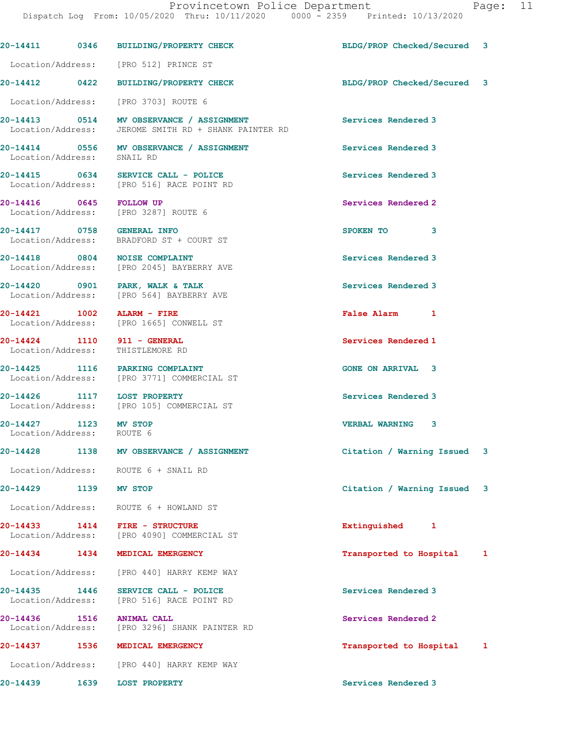20-14411 0346 BUILDING/PROPERTY CHECK BLDG/PROP Checked/Secured 3

Location/Address: [PRO 512] PRINCE ST

20-14412 0422 BUILDING/PROPERTY CHECK BLDG/PROP Checked/Secured 3

Location/Address: [PRO 3703] ROUTE 6

20-14413 0514 MV OBSERVANCE / ASSIGNMENT Services Rendered 3
Location/Address: JEROME SMITH RD + SHANK PAINTER RD

20-14414 0556 MV OBSERVANCE / ASSIGNMENT Services Rendered 3
Location/Address: SNAIL RD

20-14415 0634 SERVICE CALL - POLICE Services Rendered 3
Location/Address: [PRO 516] RACE POINT RD

20-14416 0645 FOLLOW UP Services Rendered 2
Location/Address: [PRO 3287] ROUTE 6

20-14417 0758 GENERAL INFO SPOKEN TO 3
Location/Address: BRADFORD ST + COURT ST

20-14418 0804 NOISE COMPLAINT Services Rendered 3
Location/Address: [PRO 2045] BAYBERRY AVE

20-14420 0901 PARK, WALK & TALK Services Rendered 3
Location/Address: [PRO 564] BAYBERRY AVE

20-14421 1002 ALARM - FIRE False Alarm 1
Location/Address: [PRO 1665] CONWELL ST

20-14424 1110 911 - GENERAL Services Rendered 1
Location/Address: THISTLEMORE RD

20-14425 1116 PARKING COMPLAINT GONE ON ARRIVAL 3
Location/Address: [PRO 3771] COMMERCIAL ST

20-14426 1117 LOST PROPERTY Services Rendered 3
Location/Address: [PRO 105] COMMERCIAL ST

20-14427 1123 MV STOP VERBAL WARNING 3
Location/Address: ROUTE 6

20-14428 1138 MV OBSERVANCE / ASSIGNMENT Citation / Warning Issued 3

Location/Address: ROUTE 6 + SNAIL RD

20-14429 1139 MV STOP Citation / Warning Issued 3

Location/Address: ROUTE 6 + HOWLAND ST

20-14433 1414 FIRE - STRUCTURE Extinguished 1
Location/Address: [PRO 4090] COMMERCIAL ST

20-14434 1434 MEDICAL EMERGENCY Transported to Hospital 1

Location/Address: [PRO 440] HARRY KEMP WAY

20-14435 1446 SERVICE CALL - POLICE Services Rendered 3
Location/Address: [PRO 516] RACE POINT RD

20-14436 1516 ANIMAL CALL Services Rendered 2
Location/Address: [PRO 3296] SHANK PAINTER RD

20-14437 1536 MEDICAL EMERGENCY Transported to Hospital 1

Location/Address: [PRO 440] HARRY KEMP WAY

20-14439 1639 LOST PROPERTY Services Rendered 3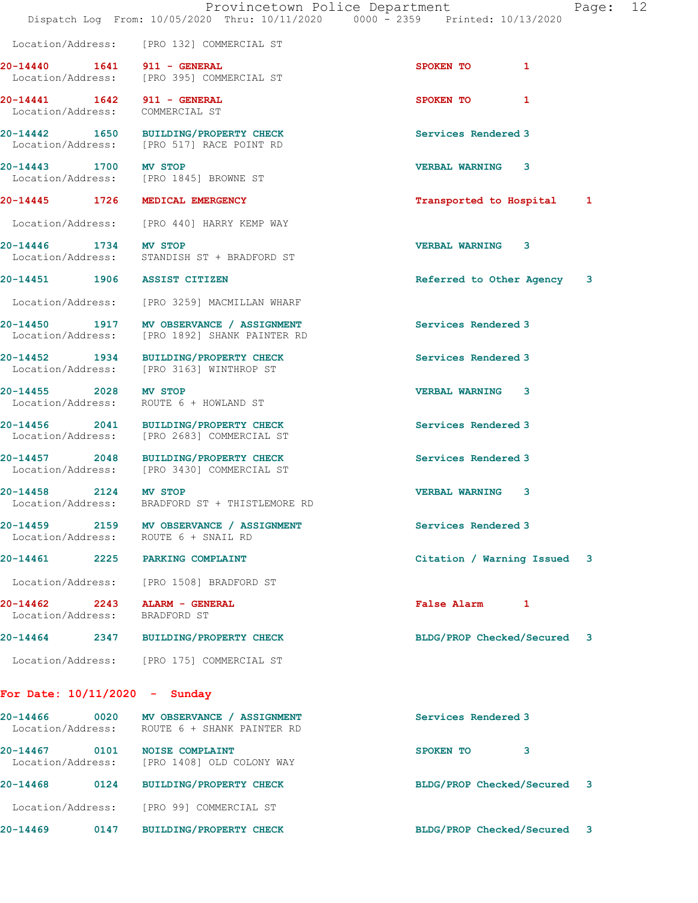Location/Address: [PRO 132] COMMERCIAL ST

| Call Number | Time | Call Reason | Action | Priority |
|---|---|---|---|---|
| 20-14440 | 1641 | 911 - GENERAL | SPOKEN TO | 1 |
| Location/Address: | | [PRO 395] COMMERCIAL ST | | |
| 20-14441 | 1642 | 911 - GENERAL | SPOKEN TO | 1 |
| Location/Address: | | COMMERCIAL ST | | |
| 20-14442 | 1650 | BUILDING/PROPERTY CHECK | Services Rendered | 3 |
| Location/Address: | | [PRO 517] RACE POINT RD | | |
| 20-14443 | 1700 | MV STOP | VERBAL WARNING | 3 |
| Location/Address: | | [PRO 1845] BROWNE ST | | |
| 20-14445 | 1726 | MEDICAL EMERGENCY | Transported to Hospital | 1 |
| Location/Address: | | [PRO 440] HARRY KEMP WAY | | |
| 20-14446 | 1734 | MV STOP | VERBAL WARNING | 3 |
| Location/Address: | | STANDISH ST + BRADFORD ST | | |
| 20-14451 | 1906 | ASSIST CITIZEN | Referred to Other Agency | 3 |
| Location/Address: | | [PRO 3259] MACMILLAN WHARF | | |
| 20-14450 | 1917 | MV OBSERVANCE / ASSIGNMENT | Services Rendered | 3 |
| Location/Address: | | [PRO 1892] SHANK PAINTER RD | | |
| 20-14452 | 1934 | BUILDING/PROPERTY CHECK | Services Rendered | 3 |
| Location/Address: | | [PRO 3163] WINTHROP ST | | |
| 20-14455 | 2028 | MV STOP | VERBAL WARNING | 3 |
| Location/Address: | | ROUTE 6 + HOWLAND ST | | |
| 20-14456 | 2041 | BUILDING/PROPERTY CHECK | Services Rendered | 3 |
| Location/Address: | | [PRO 2683] COMMERCIAL ST | | |
| 20-14457 | 2048 | BUILDING/PROPERTY CHECK | Services Rendered | 3 |
| Location/Address: | | [PRO 3430] COMMERCIAL ST | | |
| 20-14458 | 2124 | MV STOP | VERBAL WARNING | 3 |
| Location/Address: | | BRADFORD ST + THISTLEMORE RD | | |
| 20-14459 | 2159 | MV OBSERVANCE / ASSIGNMENT | Services Rendered | 3 |
| Location/Address: | | ROUTE 6 + SNAIL RD | | |
| 20-14461 | 2225 | PARKING COMPLAINT | Citation / Warning Issued | 3 |
| Location/Address: | | [PRO 1508] BRADFORD ST | | |
| 20-14462 | 2243 | ALARM - GENERAL | False Alarm | 1 |
| Location/Address: | | BRADFORD ST | | |
| 20-14464 | 2347 | BUILDING/PROPERTY CHECK | BLDG/PROP Checked/Secured | 3 |
| Location/Address: | | [PRO 175] COMMERCIAL ST | | |

## For Date: 10/11/2020 - Sunday

| Call Number | Time | Call Reason | Action | Priority |
|---|---|---|---|---|
| 20-14466 | 0020 | MV OBSERVANCE / ASSIGNMENT | Services Rendered | 3 |
| Location/Address: | | ROUTE 6 + SHANK PAINTER RD | | |
| 20-14467 | 0101 | NOISE COMPLAINT | SPOKEN TO | 3 |
| Location/Address: | | [PRO 1408] OLD COLONY WAY | | |
| 20-14468 | 0124 | BUILDING/PROPERTY CHECK | BLDG/PROP Checked/Secured | 3 |
| Location/Address: | | [PRO 99] COMMERCIAL ST | | |
| 20-14469 | 0147 | BUILDING/PROPERTY CHECK | BLDG/PROP Checked/Secured | 3 |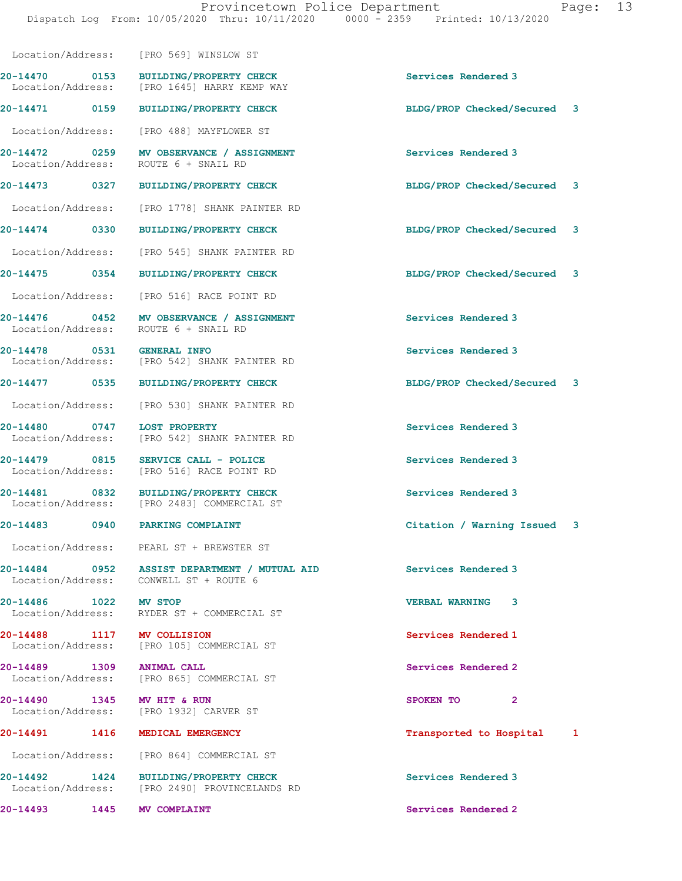Location/Address: [PRO 569] WINSLOW ST

| Call Number | Time | Call Reason | Action | Priority |
|---|---|---|---|---|
| 20-14470 | 0153 | BUILDING/PROPERTY CHECK | Services Rendered | 3 |
| | | Location/Address: [PRO 1645] HARRY KEMP WAY | | |
| 20-14471 | 0159 | BUILDING/PROPERTY CHECK | BLDG/PROP Checked/Secured | 3 |
| | | Location/Address: [PRO 488] MAYFLOWER ST | | |
| 20-14472 | 0259 | MV OBSERVANCE / ASSIGNMENT | Services Rendered | 3 |
| | | Location/Address: ROUTE 6 + SNAIL RD | | |
| 20-14473 | 0327 | BUILDING/PROPERTY CHECK | BLDG/PROP Checked/Secured | 3 |
| | | Location/Address: [PRO 1778] SHANK PAINTER RD | | |
| 20-14474 | 0330 | BUILDING/PROPERTY CHECK | BLDG/PROP Checked/Secured | 3 |
| | | Location/Address: [PRO 545] SHANK PAINTER RD | | |
| 20-14475 | 0354 | BUILDING/PROPERTY CHECK | BLDG/PROP Checked/Secured | 3 |
| | | Location/Address: [PRO 516] RACE POINT RD | | |
| 20-14476 | 0452 | MV OBSERVANCE / ASSIGNMENT | Services Rendered | 3 |
| | | Location/Address: ROUTE 6 + SNAIL RD | | |
| 20-14478 | 0531 | GENERAL INFO | Services Rendered | 3 |
| | | Location/Address: [PRO 542] SHANK PAINTER RD | | |
| 20-14477 | 0535 | BUILDING/PROPERTY CHECK | BLDG/PROP Checked/Secured | 3 |
| | | Location/Address: [PRO 530] SHANK PAINTER RD | | |
| 20-14480 | 0747 | LOST PROPERTY | Services Rendered | 3 |
| | | Location/Address: [PRO 542] SHANK PAINTER RD | | |
| 20-14479 | 0815 | SERVICE CALL - POLICE | Services Rendered | 3 |
| | | Location/Address: [PRO 516] RACE POINT RD | | |
| 20-14481 | 0832 | BUILDING/PROPERTY CHECK | Services Rendered | 3 |
| | | Location/Address: [PRO 2483] COMMERCIAL ST | | |
| 20-14483 | 0940 | PARKING COMPLAINT | Citation / Warning Issued | 3 |
| | | Location/Address: PEARL ST + BREWSTER ST | | |
| 20-14484 | 0952 | ASSIST DEPARTMENT / MUTUAL AID | Services Rendered | 3 |
| | | Location/Address: CONWELL ST + ROUTE 6 | | |
| 20-14486 | 1022 | MV STOP | VERBAL WARNING | 3 |
| | | Location/Address: RYDER ST + COMMERCIAL ST | | |
| 20-14488 | 1117 | MV COLLISION | Services Rendered | 1 |
| | | Location/Address: [PRO 105] COMMERCIAL ST | | |
| 20-14489 | 1309 | ANIMAL CALL | Services Rendered | 2 |
| | | Location/Address: [PRO 865] COMMERCIAL ST | | |
| 20-14490 | 1345 | MV HIT & RUN | SPOKEN TO | 2 |
| | | Location/Address: [PRO 1932] CARVER ST | | |
| 20-14491 | 1416 | MEDICAL EMERGENCY | Transported to Hospital | 1 |
| | | Location/Address: [PRO 864] COMMERCIAL ST | | |
| 20-14492 | 1424 | BUILDING/PROPERTY CHECK | Services Rendered | 3 |
| | | Location/Address: [PRO 2490] PROVINCELANDS RD | | |
| 20-14493 | 1445 | MV COMPLAINT | Services Rendered | 2 |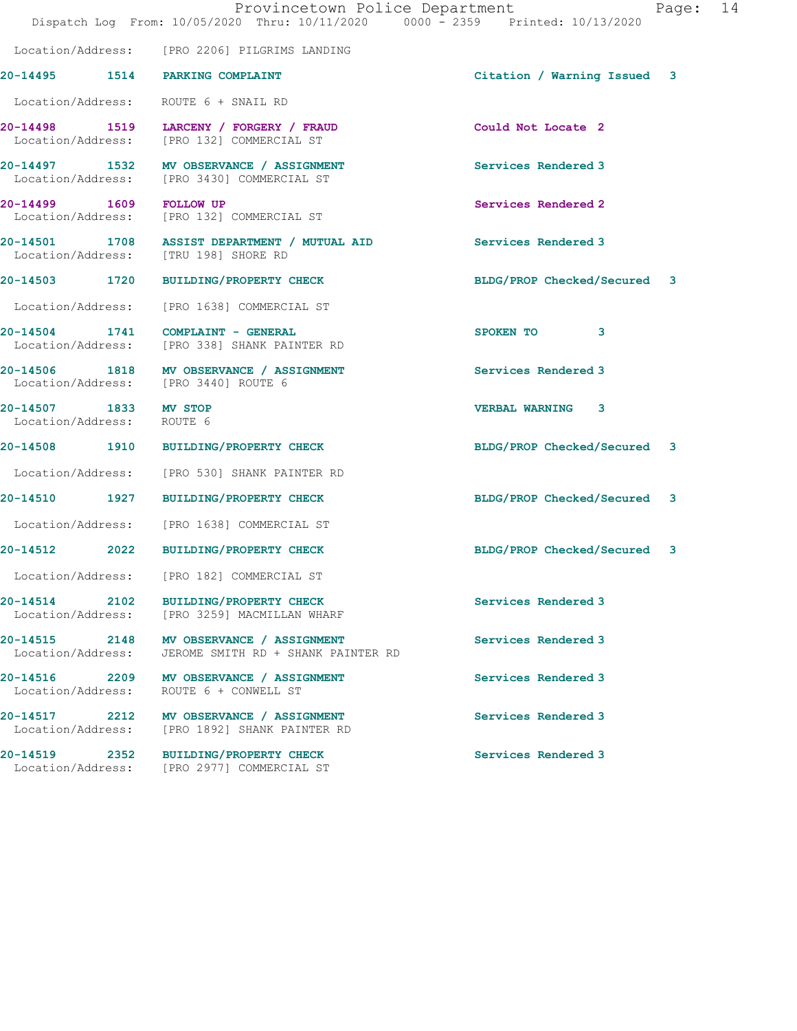Location/Address: [PRO 2206] PILGRIMS LANDING

**20-14495 1514 PARKING COMPLAINT** Citation / Warning Issued 3
Location/Address: ROUTE 6 + SNAIL RD

**20-14498 1519 LARCENY / FORGERY / FRAUD** Could Not Locate 2
Location/Address: [PRO 132] COMMERCIAL ST

**20-14497 1532 MV OBSERVANCE / ASSIGNMENT** Services Rendered 3
Location/Address: [PRO 3430] COMMERCIAL ST

**20-14499 1609 FOLLOW UP** Services Rendered 2
Location/Address: [PRO 132] COMMERCIAL ST

**20-14501 1708 ASSIST DEPARTMENT / MUTUAL AID** Services Rendered 3
Location/Address: [TRU 198] SHORE RD

**20-14503 1720 BUILDING/PROPERTY CHECK** BLDG/PROP Checked/Secured 3
Location/Address: [PRO 1638] COMMERCIAL ST

**20-14504 1741 COMPLAINT - GENERAL** SPOKEN TO 3
Location/Address: [PRO 338] SHANK PAINTER RD

**20-14506 1818 MV OBSERVANCE / ASSIGNMENT** Services Rendered 3
Location/Address: [PRO 3440] ROUTE 6

**20-14507 1833 MV STOP** VERBAL WARNING 3
Location/Address: ROUTE 6

**20-14508 1910 BUILDING/PROPERTY CHECK** BLDG/PROP Checked/Secured 3
Location/Address: [PRO 530] SHANK PAINTER RD

**20-14510 1927 BUILDING/PROPERTY CHECK** BLDG/PROP Checked/Secured 3
Location/Address: [PRO 1638] COMMERCIAL ST

**20-14512 2022 BUILDING/PROPERTY CHECK** BLDG/PROP Checked/Secured 3
Location/Address: [PRO 182] COMMERCIAL ST

**20-14514 2102 BUILDING/PROPERTY CHECK** Services Rendered 3
Location/Address: [PRO 3259] MACMILLAN WHARF

**20-14515 2148 MV OBSERVANCE / ASSIGNMENT** Services Rendered 3
Location/Address: JEROME SMITH RD + SHANK PAINTER RD

**20-14516 2209 MV OBSERVANCE / ASSIGNMENT** Services Rendered 3
Location/Address: ROUTE 6 + CONWELL ST

**20-14517 2212 MV OBSERVANCE / ASSIGNMENT** Services Rendered 3
Location/Address: [PRO 1892] SHANK PAINTER RD

**20-14519 2352 BUILDING/PROPERTY CHECK** Services Rendered 3
Location/Address: [PRO 2977] COMMERCIAL ST